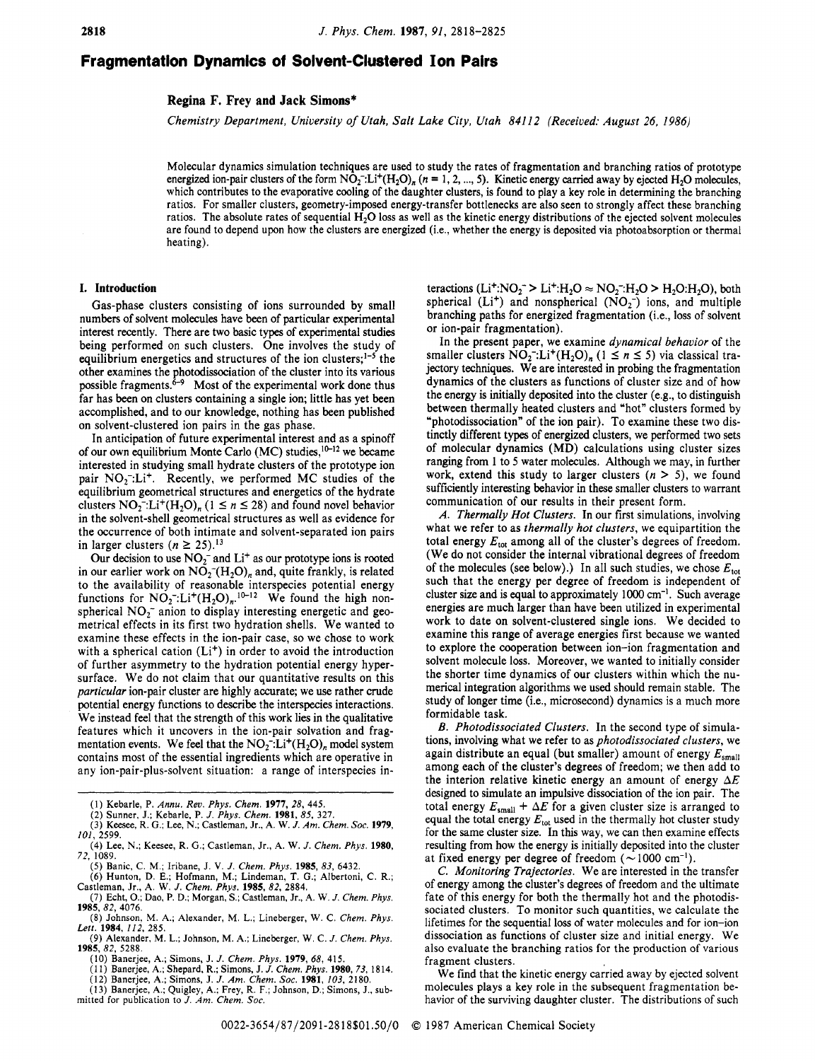# Fragmentation Dynamics of Solvent-Clustered Ion Pairs

**Regina F. Frey and Jack Simons***

*Chemistry Department, University of Utah, Salt Lake City, Utah 84112 (Received: August 26, 1986)*

Molecular dynamics simulation techniques are used to study the rates of fragmentation and branching ratios of prototype energized ion-pair clusters of the form $NO_2^-:Li^+(H_2O)_n$ ($n = 1, 2, ..., 5$). Kinetic energy carried away by ejected $H_2O$ molecules, which contributes to the evaporative cooling of the daughter clusters, is found to play a key role in determining the branching ratios. For smaller clusters, geometry-imposed energy-transfer bottlenecks are also seen to strongly affect these branching ratios. The absolute rates of sequential $H_2O$ loss as well as the kinetic energy distributions of the ejected solvent molecules are found to depend upon how the clusters are energized (i.e., whether the energy is deposited via photoabsorption or thermal heating).

## I. Introduction

Gas-phase clusters consisting of ions surrounded by small numbers of solvent molecules have been of particular experimental interest recently. There are two basic types of experimental studies being performed on such clusters. One involves the study of equilibrium energetics and structures of the ion clusters;[1-5] the other examines the photodissociation of the cluster into its various possible fragments.[6-9] Most of the experimental work done thus far has been on clusters containing a single ion; little has yet been accomplished, and to our knowledge, nothing has been published on solvent-clustered ion pairs in the gas phase.

In anticipation of future experimental interest and as a spinoff of our own equilibrium Monte Carlo (MC) studies,[10-12] we became interested in studying small hydrate clusters of the prototype ion pair $NO_2^-:Li^+$. Recently, we performed MC studies of the equilibrium geometrical structures and energetics of the hydrate clusters $NO_2^-:Li^+(H_2O)_n$ ($1 \leq n \leq 28$) and found novel behavior in the solvent-shell geometrical structures as well as evidence for the occurrence of both intimate and solvent-separated ion pairs in larger clusters ($n \geq 25$).[13]

Our decision to use $NO_2^-$ and $Li^+$ as our prototype ions is rooted in our earlier work on $NO_2^-(H_2O)_n$ and, quite frankly, is related to the availability of reasonable interspecies potential energy functions for $NO_2^-:Li^+(H_2O)_n$.[10-12] We found the high nonspherical $NO_2^-$ anion to display interesting energetic and geometrical effects in its first two hydration shells. We wanted to examine these effects in the ion-pair case, so we chose to work with a spherical cation ($Li^+$) in order to avoid the introduction of further asymmetry to the hydration potential energy hypersurface. We do not claim that our quantitative results on this *particular* ion-pair cluster are highly accurate; we use rather crude potential energy functions to describe the interspecies interactions. We instead feel that the strength of this work lies in the qualitative features which it uncovers in the ion-pair solvation and fragmentation events. We feel that the $NO_2^-:Li^+(H_2O)_n$ model system contains most of the essential ingredients which are operative in any ion-pair-plus-solvent situation: a range of interspecies interactions ($Li^+:NO_2^- > Li^+:H_2O \approx NO_2^-:H_2O > H_2O:H_2O$), both spherical ($Li^+$) and nonspherical ($NO_2^-$) ions, and multiple branching paths for energized fragmentation (i.e., loss of solvent or ion-pair fragmentation).

In the present paper, we examine *dynamical behavior* of the smaller clusters $NO_2^-:Li^+(H_2O)_n$ ($1 \leq n \leq 5$) via classical trajectory techniques. We are interested in probing the fragmentation dynamics of the clusters as functions of cluster size and of how the energy is initially deposited into the cluster (e.g., to distinguish between thermally heated clusters and "hot" clusters formed by "photodissociation" of the ion pair). To examine these two distinctly different types of energized clusters, we performed two sets of molecular dynamics (MD) calculations using cluster sizes ranging from 1 to 5 water molecules. Although we may, in further work, extend this study to larger clusters ($n > 5$), we found sufficiently interesting behavior in these smaller clusters to warrant communication of our results in their present form.

*A. Thermally Hot Clusters.* In our first simulations, involving what we refer to as *thermally hot clusters*, we equipartition the total energy $E_{tot}$ among all of the cluster's degrees of freedom. (We do not consider the internal vibrational degrees of freedom of the molecules (see below).) In all such studies, we chose $E_{tot}$ such that the energy per degree of freedom is independent of cluster size and is equal to approximately 1000 cm$^{-1}$. Such average energies are much larger than have been utilized in experimental work to date on solvent-clustered single ions. We decided to examine this range of average energies first because we wanted to explore the cooperation between ion-ion fragmentation and solvent molecule loss. Moreover, we wanted to initially consider the shorter time dynamics of our clusters within which the numerical integration algorithms we used should remain stable. The study of longer time (i.e., microsecond) dynamics is a much more formidable task.

*B. Photodissociated Clusters.* In the second type of simulations, involving what we refer to as *photodissociated clusters*, we again distribute an equal (but smaller) amount of energy $E_{small}$ among each of the cluster's degrees of freedom; we then add to the interion relative kinetic energy an amount of energy $\Delta E$ designed to simulate an impulsive dissociation of the ion pair. The total energy $E_{small} + \Delta E$ for a given cluster size is arranged to equal the total energy $E_{tot}$ used in the thermally hot cluster study for the same cluster size. In this way, we can then examine effects resulting from how the energy is initially deposited into the cluster at fixed energy per degree of freedom (~1000 cm$^{-1}$).

*C. Monitoring Trajectories.* We are interested in the transfer of energy among the cluster's degrees of freedom and the ultimate fate of this energy for both the thermally hot and the photodissociated clusters. To monitor such quantities, we calculate the lifetimes for the sequential loss of water molecules and for ion-ion dissociation as functions of cluster size and initial energy. We also evaluate the branching ratios for the production of various fragment clusters.

We find that the kinetic energy carried away by ejected solvent molecules plays a key role in the subsequent fragmentation behavior of the surviving daughter cluster. The distributions of such

---

(1) Kebarle, P. *Annu. Rev. Phys. Chem.* **1977**, *28*, 445.
(2) Sunner, J.; Kebarle, P. *J. Phys. Chem.* **1981**, *85*, 327.
(3) Keesee, R. G.; Lee, N.; Castleman, Jr., A. W. *J. Am. Chem. Soc.* **1979**, *101*, 2599.
(4) Lee, N.; Keesee, R. G.; Castleman, Jr., A. W. *J. Chem. Phys.* **1980**, *72*, 1089.
(5) Banic, C. M.; Iribane, J. V. *J. Chem. Phys.* **1985**, *83*, 6432.
(6) Hunton, D. E.; Hofmann, M.; Lindeman, T. G.; Albertoni, C. R.; Castleman, Jr., A. W. *J. Chem. Phys.* **1985**, *82*, 2884.
(7) Echt, O.; Dao, P. D.; Morgan, S.; Castleman, Jr., A. W. *J. Chem. Phys.* **1985**, *82*, 4076.
(8) Johnson, M. A.; Alexander, M. L.; Lineberger, W. C. *Chem. Phys. Lett.* **1984**, *112*, 285.
(9) Alexander, M. L.; Johnson, M. A.; Lineberger, W. C. *J. Chem. Phys.* **1985**, *82*, 5288.
(10) Banerjee, A.; Simons, J. *J. Chem. Phys.* **1979**, *68*, 415.
(11) Banerjee, A.; Shepard, R.; Simons, J. *J. Chem. Phys.* **1980**, *73*, 1814.
(12) Banerjee, A.; Simons, J. *J. Am. Chem. Soc.* **1981**, *103*, 2180.
(13) Banerjee, A.; Quigley, A.; Frey, R. F.; Johnson, D.; Simons, J., submitted for publication to *J. Am. Chem. Soc.*

0022-3654/87/2091-2818$01.50/0 © 1987 American Chemical Society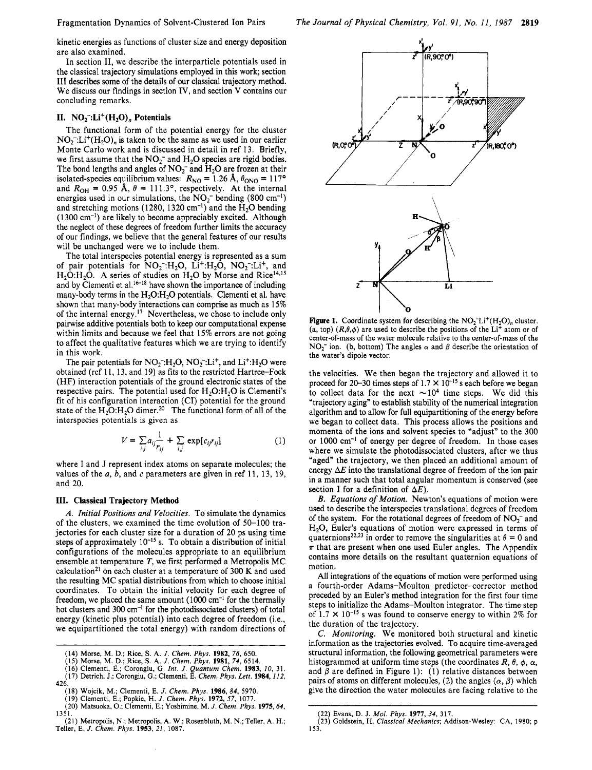kinetic energies as functions of cluster size and energy deposition are also examined.

In section II, we describe the interparticle potentials used in the classical trajectory simulations employed in this work; section III describes some of the details of our classical trajectory method. We discuss our findings in section IV, and section V contains our concluding remarks.

## II. $NO_2^-$:$Li^+(H_2O)_n$ Potentials

The functional form of the potential energy for the cluster $NO_2^-$:$Li^+(H_2O)_n$ is taken to be the same as we used in our earlier Monte Carlo work and is discussed in detail in ref 13. Briefly, we first assume that the $NO_2^-$ and $H_2O$ species are rigid bodies. The bond lengths and angles of $NO_2^-$ and $H_2O$ are frozen at their isolated-species equilibrium values: $R_{NO} = 1.26$ Å, $\theta_{ONO} = 117°$ and $R_{OH} = 0.95$ Å, $\theta = 111.3°$, respectively. At the internal energies used in our simulations, the $NO_2^-$ bending (800 $cm^{-1}$) and stretching motions (1280, 1320 $cm^{-1}$) and the $H_2O$ bending (1300 $cm^{-1}$) are likely to become appreciably excited. Although the neglect of these degrees of freedom further limits the accuracy of our findings, we believe that the general features of our results will be unchanged were we to include them.

The total interspecies potential energy is represented as a sum of pair potentials for $NO_2^-$:$H_2O$, $Li^+$:$H_2O$, $NO_2^-$:$Li^+$, and $H_2O$:$H_2O$. A series of studies on $H_2O$ by Morse and Rice[14,15] and by Clementi et al.[16-18] have shown the importance of including many-body terms in the $H_2O$:$H_2O$ potentials. Clementi et al. have shown that many-body interactions can comprise as much as 15% of the internal energy.[17] Nevertheless, we chose to include only pairwise additive potentials both to keep our computational expense within limits and because we feel that 15% errors are not going to affect the qualitative features which we are trying to identify in this work.

The pair potentials for $NO_2^-$:$H_2O$, $NO_2^-$:$Li^+$, and $Li^+$:$H_2O$ were obtained (ref 11, 13, and 19) as fits to the restricted Hartree–Fock (HF) interaction potentials of the ground electronic states of the respective pairs. The potential used for $H_2O$:$H_2O$ is Clementi's fit of his configuration interaction (CI) potential for the ground state of the $H_2O$:$H_2O$ dimer.[20] The functional form of all of the interspecies potentials is given as

$$V = \sum_{i,j} a_{ij} \frac{1}{r_{ij}} + \sum_{i,j} \exp[c_{ij} r_{ij}] \tag{1}$$

where I and J represent index atoms on separate molecules; the values of the $a$, $b$, and $c$ parameters are given in ref 11, 13, 19, and 20.

## III. Classical Trajectory Method

*A. Initial Positions and Velocities.* To simulate the dynamics of the clusters, we examined the time evolution of 50–100 trajectories for each cluster size for a duration of 20 ps using time steps of approximately $10^{-15}$ s. To obtain a distribution of initial configurations of the molecules appropriate to an equilibrium ensemble at temperature $T$, we first performed a Metropolis MC calculation[21] on each cluster at a temperature of 300 K and used the resulting MC spatial distributions from which to choose initial coordinates. To obtain the initial velocity for each degree of freedom, we placed the same amount (1000 $cm^{-1}$ for the thermally hot clusters and 300 $cm^{-1}$ for the photodissociated clusters) of total energy (kinetic plus potential) into each degree of freedom (i.e., we equipartitioned the total energy) with random directions of the velocities. We then began the trajectory and allowed it to proceed for 20–30 times steps of $1.7 \times 10^{-15}$ s each before we began to collect data for the next ~$10^4$ time steps. We did this "trajectory aging" to establish stability of the numerical integration algorithm and to allow for full equipartitioning of the energy before we began to collect data. This process allows the positions and momenta of the ions and solvent species to "adjust" to the 300 or 1000 $cm^{-1}$ of energy per degree of freedom. In those cases where we simulate the photodissociated clusters, after we thus "aged" the trajectory, we then placed an additional amount of energy $\Delta E$ into the translational degree of freedom of the ion pair in a manner such that total angular momentum is conserved (see section I for a definition of $\Delta E$).

Figure 1. Coordinate system for describing the $NO_2^-Li^+(H_2O)_n$ cluster. (a, top) $(R,\theta,\phi)$ are used to describe the positions of the $Li^+$ atom or of center-of-mass of the water molecule relative to the center-of-mass of the $NO_2^-$ ion. (b, bottom) The angles $\alpha$ and $\beta$ describe the orientation of the water's dipole vector.

*B. Equations of Motion.* Newton's equations of motion were used to describe the interspecies translational degrees of freedom of the system. For the rotational degrees of freedom of $NO_2^-$ and $H_2O$, Euler's equations of motion were expressed in terms of quaternions[22,23] in order to remove the singularities at $\theta = 0$ and $\pi$ that are present when one used Euler angles. The Appendix contains more details on the resultant quaternion equations of motion.

All integrations of the equations of motion were performed using a fourth-order Adams–Moulton predictor–corrector method preceded by an Euler's method integration for the first four time steps to initialize the Adams–Moulton integrator. The time step of $1.7 \times 10^{-15}$ s was found to conserve energy to within 2% for the duration of the trajectory.

*C. Monitoring.* We monitored both structural and kinetic information as the trajectories evolved. To acquire time-averaged structural information, the following geometrical parameters were histogrammed at uniform time steps (the coordinates $R$, $\theta$, $\phi$, $\alpha$, and $\beta$ are defined in Figure 1): (1) relative distances between pairs of atoms on different molecules, (2) the angles $(\alpha, \beta)$ which give the direction the water molecules are facing relative to the

(14) Morse, M. D.; Rice, S. A. *J. Chem. Phys.* **1982**, *76*, 650.
(15) Morse, M. D.; Rice, S. A. *J. Chem. Phys.* **1981**, *74*, 6514.
(16) Clementi, E.; Corongiu, G. *Int. J. Quantum Chem.* **1983**, *10*, 31.
(17) Detrich, J.; Corongiu, G.; Clementi, E. *Chem. Phys. Lett.* **1984**, *112*, 426.
(18) Wojcik, M.; Clementi, E. *J. Chem. Phys.* **1986**, *84*, 5970.
(19) Clementi, E.; Popkie, H. *J. Chem. Phys.* **1972**, *57*, 1077.
(20) Matsuoka, O.; Clementi, E.; Yoshimine, M. *J. Chem. Phys.* **1975**, *64*, 1351.
(21) Metropolis, N.; Metropolis, A. W.; Rosenbluth, M. N.; Teller, A. H.; Teller, E. *J. Chem. Phys.* **1953**, *21*, 1087.
(22) Evans, D. J. *Mol. Phys.* **1977**, *34*, 317.
(23) Goldstein, H. *Classical Mechanics*; Addison-Wesley: CA, 1980; p 153.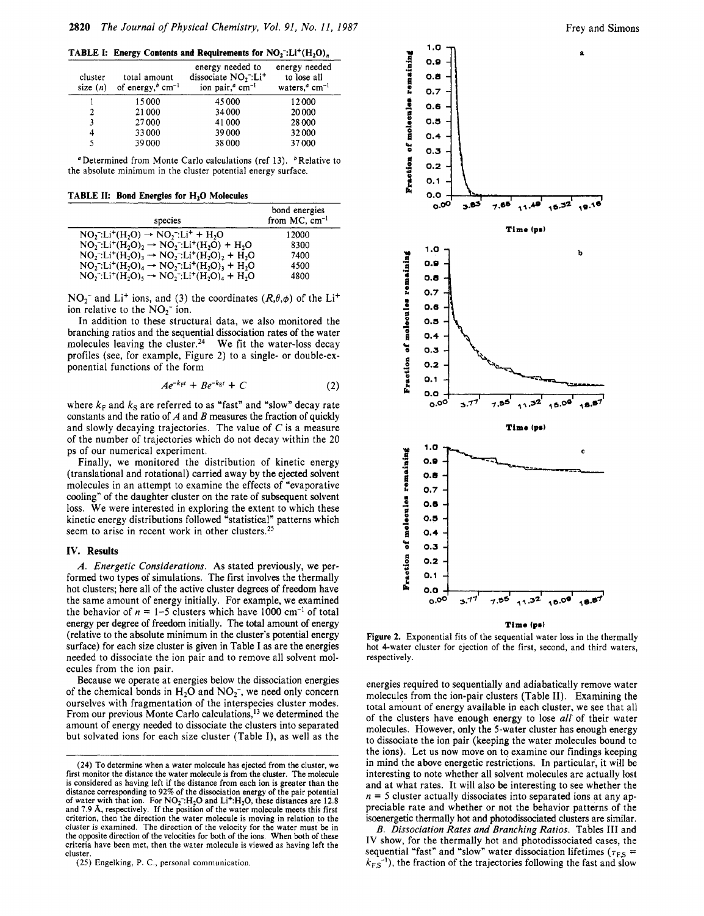**TABLE I: Energy Contents and Requirements for $NO_2^-:Li^+(H_2O)_n$**

| cluster size ($n$) | total amount of energy,[b] cm$^{-1}$ | energy needed to dissociate $NO_2^-:Li^+$ ion pair,[a] cm$^{-1}$ | energy needed to lose all waters,[a] cm$^{-1}$ |
|---|---|---|---|
| 1 | 15000 | 45000 | 12000 |
| 2 | 21000 | 34000 | 20000 |
| 3 | 27000 | 41000 | 28000 |
| 4 | 33000 | 39000 | 32000 |
| 5 | 39000 | 38000 | 37000 |

[a] Determined from Monte Carlo calculations (ref 13). [b] Relative to the absolute minimum in the cluster potential energy surface.

**TABLE II: Bond Energies for $H_2O$ Molecules**

| species | bond energies from MC, cm$^{-1}$ |
|---|---|
| $NO_2^-:Li^+(H_2O) \rightarrow NO_2^-:Li^+ + H_2O$ | 12000 |
| $NO_2^-:Li^+(H_2O)_2 \rightarrow NO_2^-:Li^+(H_2O) + H_2O$ | 8300 |
| $NO_2^-:Li^+(H_2O)_3 \rightarrow NO_2^-:Li^+(H_2O)_2 + H_2O$ | 7400 |
| $NO_2^-:Li^+(H_2O)_4 \rightarrow NO_2^-:Li^+(H_2O)_3 + H_2O$ | 4500 |
| $NO_2^-:Li^+(H_2O)_5 \rightarrow NO_2^-:Li^+(H_2O)_4 + H_2O$ | 4800 |

$NO_2^-$ and $Li^+$ ions, and (3) the coordinates $(R,\theta,\phi)$ of the $Li^+$ ion relative to the $NO_2^-$ ion.

In addition to these structural data, we also monitored the branching ratios and the sequential dissociation rates of the water molecules leaving the cluster.[24] We fit the water-loss decay profiles (see, for example, Figure 2) to a single- or double-exponential functions of the form

$$Ae^{-k_F t} + Be^{-k_S t} + C \qquad (2)$$

where $k_F$ and $k_S$ are referred to as "fast" and "slow" decay rate constants and the ratio of $A$ and $B$ measures the fraction of quickly and slowly decaying trajectories. The value of $C$ is a measure of the number of trajectories which do not decay within the 20 ps of our numerical experiment.

Finally, we monitored the distribution of kinetic energy (translational and rotational) carried away by the ejected solvent molecules in an attempt to examine the effects of "evaporative cooling" of the daughter cluster on the rate of subsequent solvent loss. We were interested in exploring the extent to which these kinetic energy distributions followed "statistical" patterns which seem to arise in recent work in other clusters.[25]

## IV. Results

*A. Energetic Considerations.* As stated previously, we performed two types of simulations. The first involves the thermally hot clusters; here all of the active cluster degrees of freedom have the same amount of energy initially. For example, we examined the behavior of $n = 1$–$5$ clusters which have 1000 cm$^{-1}$ of total energy per degree of freedom initially. The total amount of energy (relative to the absolute minimum in the cluster's potential energy surface) for each size cluster is given in Table I as are the energies needed to dissociate the ion pair and to remove all solvent molecules from the ion pair.

Because we operate at energies below the dissociation energies of the chemical bonds in $H_2O$ and $NO_2^-$, we need only concern ourselves with fragmentation of the interspecies cluster modes. From our previous Monte Carlo calculations,[13] we determined the amount of energy needed to dissociate the clusters into separated but solvated ions for each size cluster (Table I), as well as the energies required to sequentially and adiabatically remove water molecules from the ion-pair clusters (Table II). Examining the total amount of energy available in each cluster, we see that all of the clusters have enough energy to lose *all* of their water molecules. However, only the 5-water cluster has enough energy to dissociate the ion pair (keeping the water molecules bound to the ions). Let us now move on to examine our findings keeping in mind the above energetic restrictions. In particular, it will be interesting to note whether all solvent molecules are actually lost and at what rates. It will also be interesting to see whether the $n = 5$ cluster actually dissociates into separated ions at any appreciable rate and whether or not the behavior patterns of the isoenergetic thermally hot and photodissociated clusters are similar.

*B. Dissociation Rates and Branching Ratios.* Tables III and IV show, for the thermally hot and photodissociated cases, the sequential "fast" and "slow" water dissociation lifetimes ($\tau_{F,S} = k_{F,S}^{-1}$), the fraction of the trajectories following the fast and slow

Figure 2. Exponential fits of the sequential water loss in the thermally hot 4-water cluster for ejection of the first, second, and third waters, respectively.

(24) To determine when a water molecule has ejected from the cluster, we first monitor the distance the water molecule is from the cluster. The molecule is considered as having left if the distance from each ion is greater than the distance corresponding to 92% of the dissociation energy of the pair potential of water with that ion. For $NO_2^-:H_2O$ and $Li^+:H_2O$, these distances are 12.8 and 7.9 Å, respectively. If the position of the water molecule meets this first criterion, then the direction the water molecule is moving in relation to the cluster is examined. The direction of the velocity for the water must be in the opposite direction of the velocities for both of the ions. When both of these criteria have been met, then the water molecule is viewed as having left the cluster.

(25) Engelking, P. C., personal communication.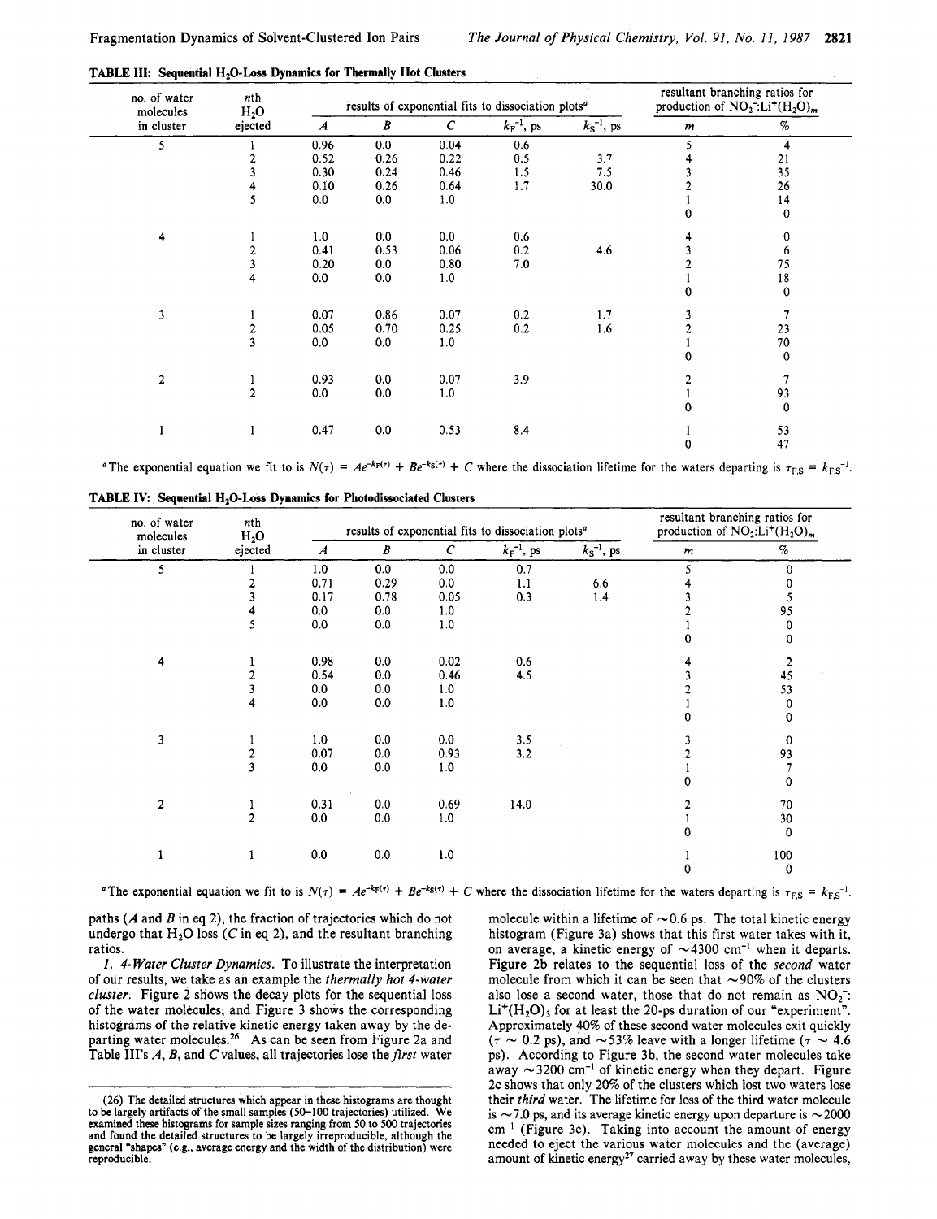**TABLE III: Sequential $H_2O$-Loss Dynamics for Thermally Hot Clusters**

| no. of water molecules in cluster | nth $H_2O$ ejected | results of exponential fits to dissociation plots[a] | | | | | resultant branching ratios for production of $NO_2^-{:}Li^+(H_2O)_m$ | |
|---|---|---|---|---|---|---|---|---|
| | | $A$ | $B$ | $C$ | $k_F^{-1}$, ps | $k_S^{-1}$, ps | $m$ | % |
| 5 | 1 | 0.96 | 0.0 | 0.04 | 0.6 | | 5 | 4 |
| | 2 | 0.52 | 0.26 | 0.22 | 0.5 | 3.7 | 4 | 21 |
| | 3 | 0.30 | 0.24 | 0.46 | 1.5 | 7.5 | 3 | 35 |
| | 4 | 0.10 | 0.26 | 0.64 | 1.7 | 30.0 | 2 | 26 |
| | 5 | 0.0 | 0.0 | 1.0 | | | 1 | 14 |
| | | | | | | | 0 | 0 |
| 4 | 1 | 1.0 | 0.0 | 0.0 | 0.6 | | 4 | 0 |
| | 2 | 0.41 | 0.53 | 0.06 | 0.2 | 4.6 | 3 | 6 |
| | 3 | 0.20 | 0.0 | 0.80 | 7.0 | | 2 | 75 |
| | 4 | 0.0 | 0.0 | 1.0 | | | 1 | 18 |
| | | | | | | | 0 | 0 |
| 3 | 1 | 0.07 | 0.86 | 0.07 | 0.2 | 1.7 | 3 | 7 |
| | 2 | 0.05 | 0.70 | 0.25 | 0.2 | 1.6 | 2 | 23 |
| | 3 | 0.0 | 0.0 | 1.0 | | | 1 | 70 |
| | | | | | | | 0 | 0 |
| 2 | 1 | 0.93 | 0.0 | 0.07 | 3.9 | | 2 | 7 |
| | 2 | 0.0 | 0.0 | 1.0 | | | 1 | 93 |
| | | | | | | | 0 | 0 |
| 1 | 1 | 0.47 | 0.0 | 0.53 | 8.4 | | 1 | 53 |
| | | | | | | | 0 | 47 |

[a] The exponential equation we fit to is $N(\tau) = Ae^{-k_F(\tau)} + Be^{-k_S(\tau)} + C$ where the dissociation lifetime for the waters departing is $\tau_{F,S} = k_{F,S}^{-1}$.

**TABLE IV: Sequential $H_2O$-Loss Dynamics for Photodissociated Clusters**

| no. of water molecules in cluster | nth $H_2O$ ejected | results of exponential fits to dissociation plots[a] | | | | | resultant branching ratios for production of $NO_2{:}Li^+(H_2O)_m$ | |
|---|---|---|---|---|---|---|---|---|
| | | $A$ | $B$ | $C$ | $k_F^{-1}$, ps | $k_S^{-1}$, ps | $m$ | % |
| 5 | 1 | 1.0 | 0.0 | 0.0 | 0.7 | | 5 | 0 |
| | 2 | 0.71 | 0.29 | 0.0 | 1.1 | 6.6 | 4 | 0 |
| | 3 | 0.17 | 0.78 | 0.05 | 0.3 | 1.4 | 3 | 5 |
| | 4 | 0.0 | 0.0 | 1.0 | | | 2 | 95 |
| | 5 | 0.0 | 0.0 | 1.0 | | | 1 | 0 |
| | | | | | | | 0 | 0 |
| 4 | 1 | 0.98 | 0.0 | 0.02 | 0.6 | | 4 | 2 |
| | 2 | 0.54 | 0.0 | 0.46 | 4.5 | | 3 | 45 |
| | 3 | 0.0 | 0.0 | 1.0 | | | 2 | 53 |
| | 4 | 0.0 | 0.0 | 1.0 | | | 1 | 0 |
| | | | | | | | 0 | 0 |
| 3 | 1 | 1.0 | 0.0 | 0.0 | 3.5 | | 3 | 0 |
| | 2 | 0.07 | 0.0 | 0.93 | 3.2 | | 2 | 93 |
| | 3 | 0.0 | 0.0 | 1.0 | | | 1 | 7 |
| | | | | | | | 0 | 0 |
| 2 | 1 | 0.31 | 0.0 | 0.69 | 14.0 | | 2 | 70 |
| | 2 | 0.0 | 0.0 | 1.0 | | | 1 | 30 |
| | | | | | | | 0 | 0 |
| 1 | 1 | 0.0 | 0.0 | 1.0 | | | 1 | 100 |
| | | | | | | | 0 | 0 |

[a] The exponential equation we fit to is $N(\tau) = Ae^{-k_F(\tau)} + Be^{-k_S(\tau)} + C$ where the dissociation lifetime for the waters departing is $\tau_{F,S} = k_{F,S}^{-1}$.

paths ($A$ and $B$ in eq 2), the fraction of trajectories which do not undergo that $H_2O$ loss ($C$ in eq 2), and the resultant branching ratios.

*1. 4-Water Cluster Dynamics.* To illustrate the interpretation of our results, we take as an example the *thermally hot 4-water cluster*. Figure 2 shows the decay plots for the sequential loss of the water molecules, and Figure 3 shows the corresponding histograms of the relative kinetic energy taken away by the departing water molecules.[26] As can be seen from Figure 2a and Table III's $A$, $B$, and $C$ values, all trajectories lose the *first* water molecule within a lifetime of ~0.6 ps. The total kinetic energy histogram (Figure 3a) shows that this first water takes with it, on average, a kinetic energy of ~4300 cm$^{-1}$ when it departs. Figure 2b relates to the sequential loss of the *second* water molecule from which it can be seen that ~90% of the clusters also lose a second water, those that do not remain as $NO_2^-{:}Li^+(H_2O)_3$ for at least the 20-ps duration of our "experiment". Approximately 40% of these second water molecules exit quickly ($\tau \sim 0.2$ ps), and ~53% leave with a longer lifetime ($\tau \sim 4.6$ ps). According to Figure 3b, the second water molecules take away ~3200 cm$^{-1}$ of kinetic energy when they depart. Figure 2c shows that only 20% of the clusters which lost two waters lose their *third* water. The lifetime for loss of the third water molecule is ~7.0 ps, and its average kinetic energy upon departure is ~2000 cm$^{-1}$ (Figure 3c). Taking into account the amount of energy needed to eject the various water molecules and the (average) amount of kinetic energy[27] carried away by these water molecules,

(26) The detailed structures which appear in these histograms are thought to be largely artifacts of the small samples (50–100 trajectories) utilized. We examined these histograms for sample sizes ranging from 50 to 500 trajectories and found the detailed structures to be largely irreproducible, although the general "shapes" (e.g., average energy and the width of the distribution) were reproducible.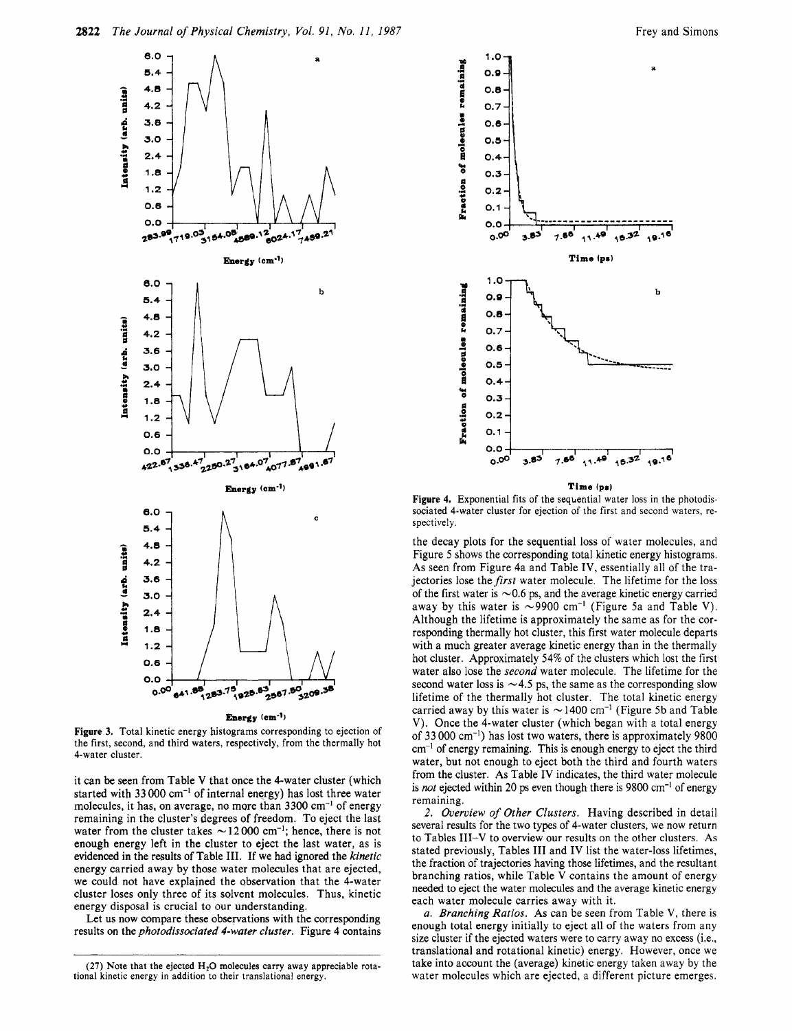Figure 3. Total kinetic energy histograms corresponding to ejection of the first, second, and third waters, respectively, from the thermally hot 4-water cluster.

it can be seen from Table V that once the 4-water cluster (which started with 33 000 cm$^{-1}$ of internal energy) has lost three water molecules, it has, on average, no more than 3300 cm$^{-1}$ of energy remaining in the cluster's degrees of freedom. To eject the last water from the cluster takes ~12 000 cm$^{-1}$; hence, there is not enough energy left in the cluster to eject the last water, as is evidenced in the results of Table III. If we had ignored the *kinetic* energy carried away by those water molecules that are ejected, we could not have explained the observation that the 4-water cluster loses only three of its solvent molecules. Thus, kinetic energy disposal is crucial to our understanding.

Let us now compare these observations with the corresponding results on the *photodissociated 4-water cluster*. Figure 4 contains the decay plots for the sequential loss of water molecules, and Figure 5 shows the corresponding total kinetic energy histograms. As seen from Figure 4a and Table IV, essentially all of the trajectories lose the *first* water molecule. The lifetime for the loss of the first water is ~0.6 ps, and the average kinetic energy carried away by this water is ~9900 cm$^{-1}$ (Figure 5a and Table V). Although the lifetime is approximately the same as for the corresponding thermally hot cluster, this first water molecule departs with a much greater average kinetic energy than in the thermally hot cluster. Approximately 54% of the clusters which lost the first water also lose the *second* water molecule. The lifetime for the second water loss is ~4.5 ps, the same as the corresponding slow lifetime of the thermally hot cluster. The total kinetic energy carried away by this water is ~1400 cm$^{-1}$ (Figure 5b and Table V). Once the 4-water cluster (which began with a total energy of 33 000 cm$^{-1}$) has lost two waters, there is approximately 9800 cm$^{-1}$ of energy remaining. This is enough energy to eject the third water, but not enough to eject both the third and fourth waters from the cluster. As Table IV indicates, the third water molecule is *not* ejected within 20 ps even though there is 9800 cm$^{-1}$ of energy remaining.

*2. Overview of Other Clusters.* Having described in detail several results for the two types of 4-water clusters, we now return to Tables III–V to overview our results on the other clusters. As stated previously, Tables III and IV list the water-loss lifetimes, the fraction of trajectories having those lifetimes, and the resultant branching ratios, while Table V contains the amount of energy needed to eject the water molecules and the average kinetic energy each water molecule carries away with it.

*a. Branching Ratios.* As can be seen from Table V, there is enough total energy initially to eject all of the waters from any size cluster if the ejected waters were to carry away no excess (i.e., translational and rotational kinetic) energy. However, once we take into account the (average) kinetic energy taken away by the water molecules which are ejected, a different picture emerges.

Figure 4. Exponential fits of the sequential water loss in the photodissociated 4-water cluster for ejection of the first and second waters, respectively.

(27) Note that the ejected $H_2O$ molecules carry away appreciable rotational kinetic energy in addition to their translational energy.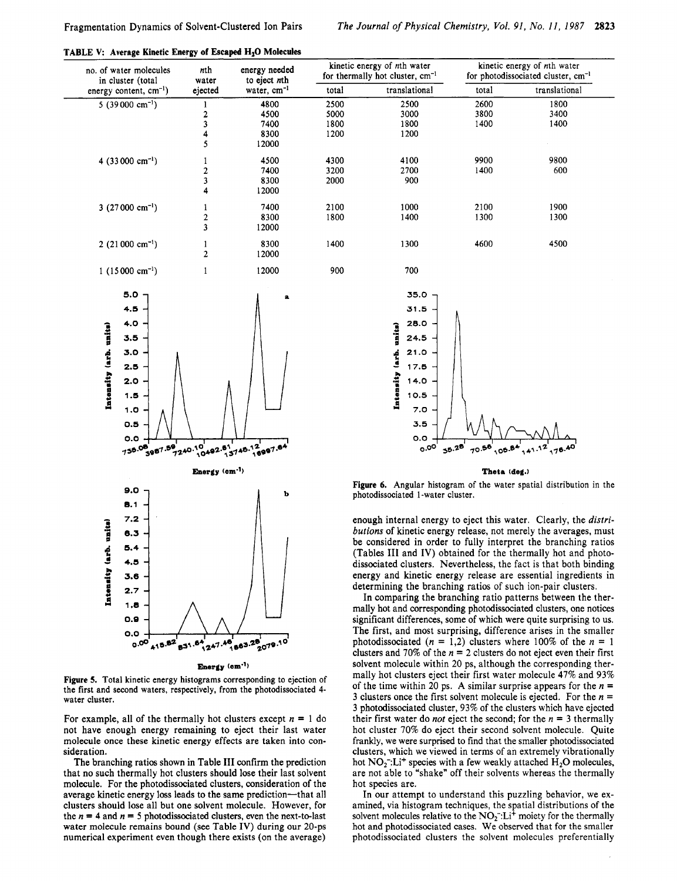**TABLE V: Average Kinetic Energy of Escaped $H_2O$ Molecules**

| no. of water molecules in cluster (total energy content, $cm^{-1}$) | nth water ejected | energy needed to eject nth water, $cm^{-1}$ | kinetic energy of nth water for thermally hot cluster, $cm^{-1}$ | | kinetic energy of nth water for photodissociated cluster, $cm^{-1}$ | |
|---|---|---|---|---|---|---|
| | | | total | translational | total | translational |
| 5 (39000 $cm^{-1}$) | 1 | 4800 | 2500 | 2500 | 2600 | 1800 |
| | 2 | 4500 | 5000 | 3000 | 3800 | 3400 |
| | 3 | 7400 | 1800 | 1800 | 1400 | 1400 |
| | 4 | 8300 | 1200 | 1200 | | |
| | 5 | 12000 | | | | |
| 4 (33000 $cm^{-1}$) | 1 | 4500 | 4300 | 4100 | 9900 | 9800 |
| | 2 | 7400 | 3200 | 2700 | 1400 | 600 |
| | 3 | 8300 | 2000 | 900 | | |
| | 4 | 12000 | | | | |
| 3 (27000 $cm^{-1}$) | 1 | 7400 | 2100 | 1000 | 2100 | 1900 |
| | 2 | 8300 | 1800 | 1400 | 1300 | 1300 |
| | 3 | 12000 | | | | |
| 2 (21000 $cm^{-1}$) | 1 | 8300 | 1400 | 1300 | 4600 | 4500 |
| | 2 | 12000 | | | | |
| 1 (15000 $cm^{-1}$) | 1 | 12000 | 900 | 700 | | |

Figure 5. Total kinetic energy histograms corresponding to ejection of the first and second waters, respectively, from the photodissociated 4-water cluster.

Figure 6. Angular histogram of the water spatial distribution in the photodissociated 1-water cluster.

For example, all of the thermally hot clusters except $n = 1$ do not have enough energy remaining to eject their last water molecule once these kinetic energy effects are taken into consideration.

The branching ratios shown in Table III confirm the prediction that no such thermally hot clusters should lose their last solvent molecule. For the photodissociated clusters, consideration of the average kinetic energy loss leads to the same prediction—that all clusters should lose all but one solvent molecule. However, for the $n = 4$ and $n = 5$ photodissociated clusters, even the next-to-last water molecule remains bound (see Table IV) during our 20-ps numerical experiment even though there exists (on the average) enough internal energy to eject this water. Clearly, the *distributions* of kinetic energy release, not merely the averages, must be considered in order to fully interpret the branching ratios (Tables III and IV) obtained for the thermally hot and photodissociated clusters. Nevertheless, the fact is that both binding energy and kinetic energy release are essential ingredients in determining the branching ratios of such ion-pair clusters.

In comparing the branching ratio patterns between the thermally hot and corresponding photodissociated clusters, one notices significant differences, some of which were quite surprising to us. The first, and most surprising, difference arises in the smaller photodissociated ($n = 1,2$) clusters where 100% of the $n = 1$ clusters and 70% of the $n = 2$ clusters do not eject even their first solvent molecule within 20 ps, although the corresponding thermally hot clusters eject their first water molecule 47% and 93% of the time within 20 ps. A similar surprise appears for the $n = 3$ clusters once the first solvent molecule is ejected. For the $n = 3$ photodissociated cluster, 93% of the clusters which have ejected their first water do *not* eject the second; for the $n = 3$ thermally hot cluster 70% do eject their second solvent molecule. Quite frankly, we were surprised to find that the smaller photodissociated clusters, which we viewed in terms of an extremely vibrationally hot $NO_2^-$:$Li^+$ species with a few weakly attached $H_2O$ molecules, are not able to "shake" off their solvents whereas the thermally hot species are.

In our attempt to understand this puzzling behavior, we examined, via histogram techniques, the spatial distributions of the solvent molecules relative to the $NO_2^-$:$Li^+$ moiety for the thermally hot and photodissociated cases. We observed that for the smaller photodissociated clusters the solvent molecules preferentially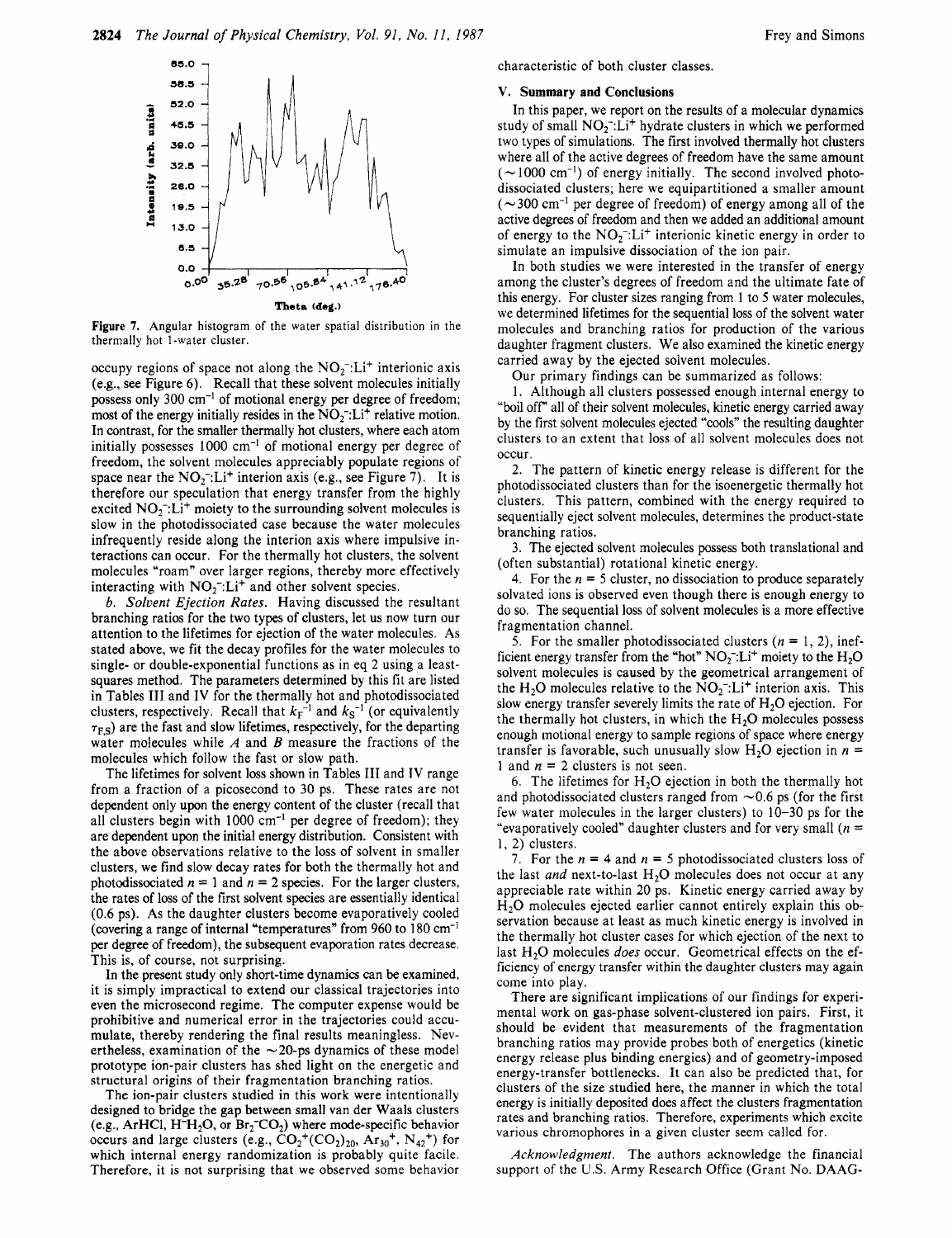Figure 7. Angular histogram of the water spatial distribution in the thermally hot 1-water cluster.

occupy regions of space not along the $NO_2^-$:$Li^+$ interionic axis (e.g., see Figure 6). Recall that these solvent molecules initially possess only 300 $cm^{-1}$ of motional energy per degree of freedom; most of the energy initially resides in the $NO_2^-$:$Li^+$ relative motion. In contrast, for the smaller thermally hot clusters, where each atom initially possesses 1000 $cm^{-1}$ of motional energy per degree of freedom, the solvent molecules appreciably populate regions of space near the $NO_2^-$:$Li^+$ interion axis (e.g., see Figure 7). It is therefore our speculation that energy transfer from the highly excited $NO_2^-$:$Li^+$ moiety to the surrounding solvent molecules is slow in the photodissociated case because the water molecules infrequently reside along the interion axis where impulsive interactions can occur. For the thermally hot clusters, the solvent molecules "roam" over larger regions, thereby more effectively interacting with $NO_2^-$:$Li^+$ and other solvent species.

*b. Solvent Ejection Rates.* Having discussed the resultant branching ratios for the two types of clusters, let us now turn our attention to the lifetimes for ejection of the water molecules. As stated above, we fit the decay profiles for the water molecules to single- or double-exponential functions as in eq 2 using a least-squares method. The parameters determined by this fit are listed in Tables III and IV for the thermally hot and photodissociated clusters, respectively. Recall that $k_F^{-1}$ and $k_S^{-1}$ (or equivalently $\tau_{F,S}$) are the fast and slow lifetimes, respectively, for the departing water molecules while $A$ and $B$ measure the fractions of the molecules which follow the fast or slow path.

The lifetimes for solvent loss shown in Tables III and IV range from a fraction of a picosecond to 30 ps. These rates are not dependent only upon the energy content of the cluster (recall that all clusters begin with 1000 $cm^{-1}$ per degree of freedom); they are dependent upon the initial energy distribution. Consistent with the above observations relative to the loss of solvent in smaller clusters, we find slow decay rates for both the thermally hot and photodissociated $n = 1$ and $n = 2$ species. For the larger clusters, the rates of loss of the first solvent species are essentially identical (0.6 ps). As the daughter clusters become evaporatively cooled (covering a range of internal "temperatures" from 960 to 180 $cm^{-1}$ per degree of freedom), the subsequent evaporation rates decrease. This is, of course, not surprising.

In the present study only short-time dynamics can be examined, it is simply impractical to extend our classical trajectories into even the microsecond regime. The computer expense would be prohibitive and numerical error in the trajectories could accumulate, thereby rendering the final results meaningless. Nevertheless, examination of the ~20-ps dynamics of these model prototype ion-pair clusters has shed light on the energetic and structural origins of their fragmentation branching ratios.

The ion-pair clusters studied in this work were intentionally designed to bridge the gap between small van der Waals clusters (e.g., ArHCl, $H^-H_2O$, or $Br_2^-CO_2$) where mode-specific behavior occurs and large clusters (e.g., $CO_2^+(CO_2)_{20}$, $Ar_{30}^+$, $N_{42}^+$) for which internal energy randomization is probably quite facile. Therefore, it is not surprising that we observed some behavior characteristic of both cluster classes.

## V. Summary and Conclusions

In this paper, we report on the results of a molecular dynamics study of small $NO_2^-$:$Li^+$ hydrate clusters in which we performed two types of simulations. The first involved thermally hot clusters where all of the active degrees of freedom have the same amount (~1000 $cm^{-1}$) of energy initially. The second involved photodissociated clusters; here we equipartitioned a smaller amount (~300 $cm^{-1}$ per degree of freedom) of energy among all of the active degrees of freedom and then we added an additional amount of energy to the $NO_2^-$:$Li^+$ interionic kinetic energy in order to simulate an impulsive dissociation of the ion pair.

In both studies we were interested in the transfer of energy among the cluster's degrees of freedom and the ultimate fate of this energy. For cluster sizes ranging from 1 to 5 water molecules, we determined lifetimes for the sequential loss of the solvent water molecules and branching ratios for production of the various daughter fragment clusters. We also examined the kinetic energy carried away by the ejected solvent molecules.

Our primary findings can be summarized as follows:

1. Although all clusters possessed enough internal energy to "boil off" all of their solvent molecules, kinetic energy carried away by the first solvent molecules ejected "cools" the resulting daughter clusters to an extent that loss of all solvent molecules does not occur.

2. The pattern of kinetic energy release is different for the photodissociated clusters than for the isoenergetic thermally hot clusters. This pattern, combined with the energy required to sequentially eject solvent molecules, determines the product-state branching ratios.

3. The ejected solvent molecules possess both translational and (often substantial) rotational kinetic energy.

4. For the $n = 5$ cluster, no dissociation to produce separately solvated ions is observed even though there is enough energy to do so. The sequential loss of solvent molecules is a more effective fragmentation channel.

5. For the smaller photodissociated clusters ($n = 1, 2$), inefficient energy transfer from the "hot" $NO_2^-$:$Li^+$ moiety to the $H_2O$ solvent molecules is caused by the geometrical arrangement of the $H_2O$ molecules relative to the $NO_2^-$:$Li^+$ interion axis. This slow energy transfer severely limits the rate of $H_2O$ ejection. For the thermally hot clusters, in which the $H_2O$ molecules possess enough motional energy to sample regions of space where energy transfer is favorable, such unusually slow $H_2O$ ejection in $n = 1$ and $n = 2$ clusters is not seen.

6. The lifetimes for $H_2O$ ejection in both the thermally hot and photodissociated clusters ranged from ~0.6 ps (for the first few water molecules in the larger clusters) to 10–30 ps for the "evaporatively cooled" daughter clusters and for very small ($n = 1, 2$) clusters.

7. For the $n = 4$ and $n = 5$ photodissociated clusters loss of the last *and* next-to-last $H_2O$ molecules does not occur at any appreciable rate within 20 ps. Kinetic energy carried away by $H_2O$ molecules ejected earlier cannot entirely explain this observation because at least as much kinetic energy is involved in the thermally hot cluster cases for which ejection of the next to last $H_2O$ molecules *does* occur. Geometrical effects on the efficiency of energy transfer within the daughter clusters may again come into play.

There are significant implications of our findings for experimental work on gas-phase solvent-clustered ion pairs. First, it should be evident that measurements of the fragmentation branching ratios may provide probes both of energetics (kinetic energy release plus binding energies) and of geometry-imposed energy-transfer bottlenecks. It can also be predicted that, for clusters of the size studied here, the manner in which the total energy is initially deposited does affect the clusters fragmentation rates and branching ratios. Therefore, experiments which excite various chromophores in a given cluster seem called for.

*Acknowledgment.* The authors acknowledge the financial support of the U.S. Army Research Office (Grant No. DAAG-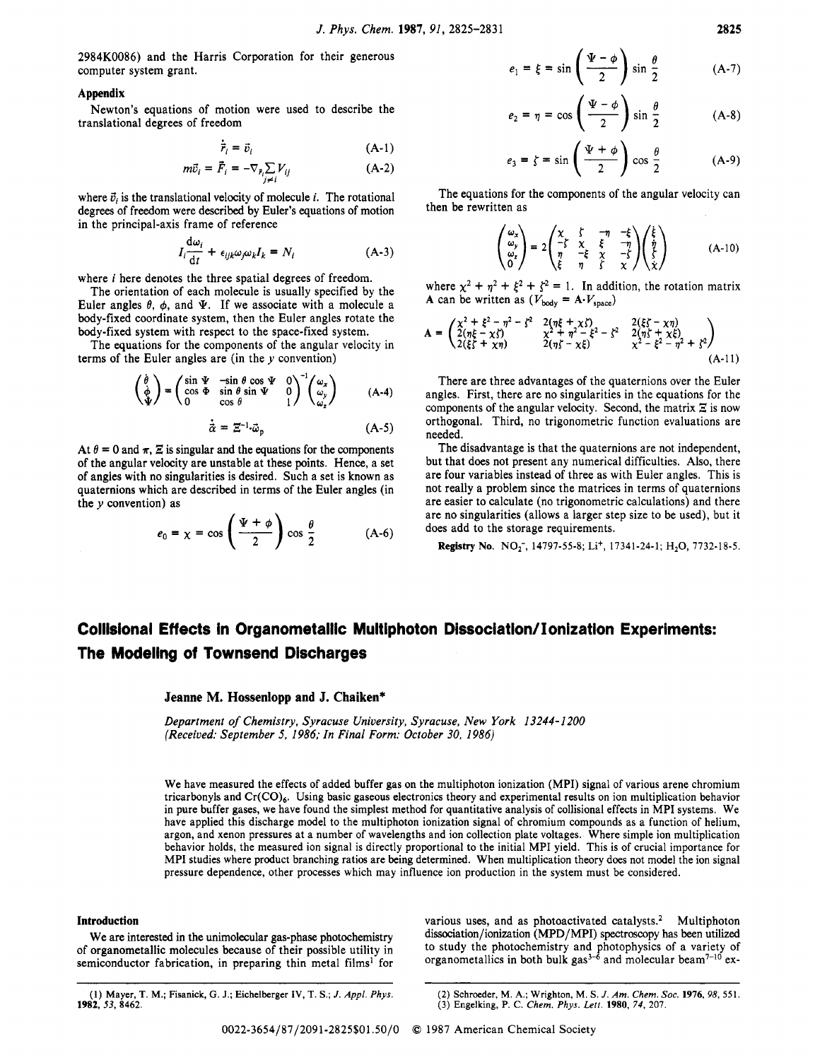2984K0086) and the Harris Corporation for their generous computer system grant.

## Appendix

Newton's equations of motion were used to describe the translational degrees of freedom

$$\dot{\vec{r}}_i = \vec{v}_i \tag{A-1}$$

$$m\dot{\vec{v}}_i = \vec{F}_i = -\nabla_{\vec{r}_i}\sum_{j\neq i} V_{ij} \tag{A-2}$$

where $\vec{v}_i$ is the translational velocity of molecule $i$. The rotational degrees of freedom were described by Euler's equations of motion in the principal-axis frame of reference

$$I_i\frac{d\omega_i}{dt} + \epsilon_{ijk}\omega_j\omega_k I_k = N_i \tag{A-3}$$

where $i$ here denotes the three spatial degrees of freedom.

The orientation of each molecule is usually specified by the Euler angles $\theta$, $\phi$, and $\Psi$. If we associate with a molecule a body-fixed coordinate system, then the Euler angles rotate the body-fixed system with respect to the space-fixed system.

The equations for the components of the angular velocity in terms of the Euler angles are (in the $y$ convention)

$$\begin{pmatrix} \dot{\theta} \\ \dot{\phi} \\ \dot{\Psi} \end{pmatrix} = \begin{pmatrix} \sin\Psi & -\sin\theta\cos\Psi & 0 \\ \cos\Phi & \sin\theta\sin\Psi & 0 \\ 0 & \cos\theta & 1 \end{pmatrix}^{-1} \begin{pmatrix} \omega_x \\ \omega_y \\ \omega_z \end{pmatrix} \tag{A-4}$$

$$\dot{\vec{\alpha}} = \Xi^{-1}\cdot\vec{\omega}_p \tag{A-5}$$

At $\theta = 0$ and $\pi$, $\Xi$ is singular and the equations for the components of the angular velocity are unstable at these points. Hence, a set of angles with no singularities is desired. Such a set is known as quaternions which are described in terms of the Euler angles (in the $y$ convention) as

$$e_0 = \chi = \cos\left(\frac{\Psi + \phi}{2}\right)\cos\frac{\theta}{2} \tag{A-6}$$

$$e_1 = \xi = \sin\left(\frac{\Psi - \phi}{2}\right)\sin\frac{\theta}{2} \tag{A-7}$$

$$e_2 = \eta = \cos\left(\frac{\Psi - \phi}{2}\right)\sin\frac{\theta}{2} \tag{A-8}$$

$$e_3 = \zeta = \sin\left(\frac{\Psi + \phi}{2}\right)\cos\frac{\theta}{2} \tag{A-9}$$

The equations for the components of the angular velocity can then be rewritten as

$$\begin{pmatrix} \omega_x \\ \omega_y \\ \omega_z \\ 0 \end{pmatrix} = 2\begin{pmatrix} \chi & \zeta & -\eta & -\xi \\ -\zeta & \chi & \xi & -\eta \\ \eta & -\xi & \chi & -\zeta \\ \xi & \eta & \zeta & \chi \end{pmatrix}\begin{pmatrix} \dot{\xi} \\ \dot{\eta} \\ \dot{\zeta} \\ \dot{\chi} \end{pmatrix} \tag{A-10}$$

where $\chi^2 + \eta^2 + \xi^2 + \zeta^2 = 1$. In addition, the rotation matrix $\mathbf{A}$ can be written as ($V_{\text{body}} = \mathbf{A}\cdot V_{\text{space}}$)

$$\mathbf{A} = \begin{pmatrix} \chi^2 + \xi^2 - \eta^2 - \zeta^2 & 2(\eta\xi + \chi\zeta) & 2(\xi\zeta - \chi\eta) \\ 2(\eta\xi - \chi\zeta) & \chi^2 + \eta^2 - \xi^2 - \zeta^2 & 2(\eta\zeta + \chi\xi) \\ 2(\xi\zeta + \chi\eta) & 2(\eta\zeta - \chi\xi) & \chi^2 - \xi^2 - \eta^2 + \zeta^2 \end{pmatrix} \tag{A-11}$$

There are three advantages of the quaternions over the Euler angles. First, there are no singularities in the equations for the components of the angular velocity. Second, the matrix $\Xi$ is now orthogonal. Third, no trigonometric function evaluations are needed.

The disadvantage is that the quaternions are not independent, but that does not present any numerical difficulties. Also, there are four variables instead of three as with Euler angles. This is not really a problem since the matrices in terms of quaternions are easier to calculate (no trigonometric calculations) and there are no singularities (allows a larger step size to be used), but it does add to the storage requirements.

**Registry No.** $NO_2^-$, 14797-55-8; $Li^+$, 17341-24-1; $H_2O$, 7732-18-5.

# Collisional Effects in Organometallic Multiphoton Dissociation/Ionization Experiments: The Modeling of Townsend Discharges

**Jeanne M. Hossenlopp and J. Chaiken***

*Department of Chemistry, Syracuse University, Syracuse, New York 13244-1200 (Received: September 5, 1986; In Final Form: October 30, 1986)*

We have measured the effects of added buffer gas on the multiphoton ionization (MPI) signal of various arene chromium tricarbonyls and $Cr(CO)_6$. Using basic gaseous electronics theory and experimental results on ion multiplication behavior in pure buffer gases, we have found the simplest method for quantitative analysis of collisional effects in MPI systems. We have applied this discharge model to the multiphoton ionization signal of chromium compounds as a function of helium, argon, and xenon pressures at a number of wavelengths and ion collection plate voltages. Where simple ion multiplication behavior holds, the measured ion signal is directly proportional to the initial MPI yield. This is of crucial importance for MPI studies where product branching ratios are being determined. When multiplication theory does not model the ion signal pressure dependence, other processes which may influence ion production in the system must be considered.

## Introduction

We are interested in the unimolecular gas-phase photochemistry of organometallic molecules because of their possible utility in semiconductor fabrication, in preparing thin metal films[1] for various uses, and as photoactivated catalysts.[2] Multiphoton dissociation/ionization (MPD/MPI) spectroscopy has been utilized to study the photochemistry and photophysics of a variety of organometallics in both bulk gas[3-6] and molecular beam[7-10] ex-

(1) Mayer, T. M.; Fisanick, G. J.; Eichelberger IV, T. S.; *J. Appl. Phys.* **1982**, *53*, 8462.

(2) Schroeder, M. A.; Wrighton, M. S. *J. Am. Chem. Soc.* **1976**, *98*, 551.

(3) Engelking, P. C. *Chem. Phys. Lett.* **1980**, *74*, 207.